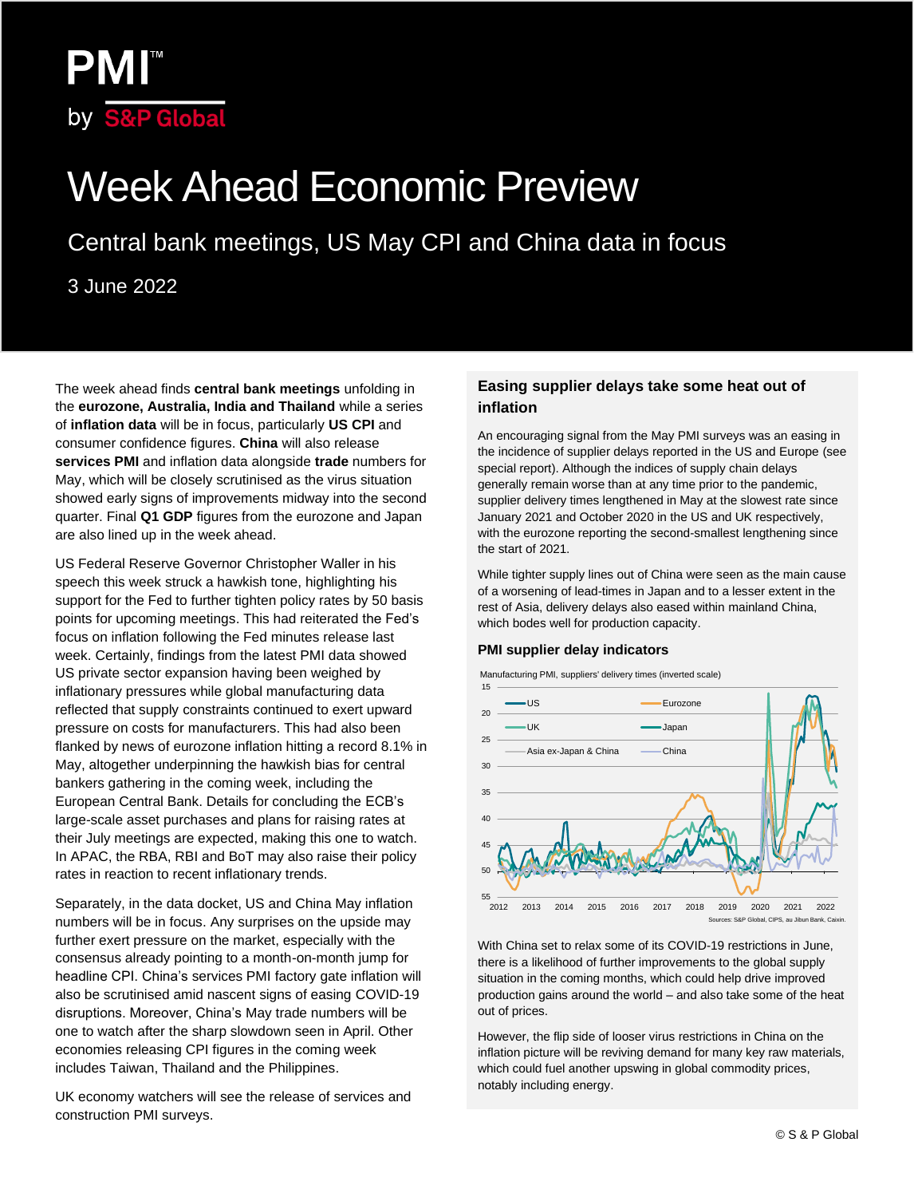# PMI™ by S&P Global

# Week Ahead Economic Preview

## Central bank meetings, US May CPI and China data in focus

3 June 2022

The week ahead finds **central bank meetings** unfolding in the **eurozone, Australia, India and Thailand** while a series of **inflation data** will be in focus, particularly **US CPI** and consumer confidence figures. **China** will also release **services PMI** and inflation data alongside **trade** numbers for May, which will be closely scrutinised as the virus situation showed early signs of improvements midway into the second quarter. Final **Q1 GDP** figures from the eurozone and Japan are also lined up in the week ahead.

US Federal Reserve Governor Christopher Waller in his speech this week struck a hawkish tone, highlighting his support for the Fed to further tighten policy rates by 50 basis points for upcoming meetings. This had reiterated the Fed's focus on inflation following the Fed minutes release last week. Certainly, findings from the latest PMI data showed US private sector expansion having been weighed by inflationary pressures while global manufacturing data reflected that supply constraints continued to exert upward pressure on costs for manufacturers. This had also been flanked by news of eurozone inflation hitting a record 8.1% in May, altogether underpinning the hawkish bias for central bankers gathering in the coming week, including the European Central Bank. Details for concluding the ECB's large-scale asset purchases and plans for raising rates at their July meetings are expected, making this one to watch. In APAC, the RBA, RBI and BoT may also raise their policy rates in reaction to recent inflationary trends.

Separately, in the data docket, US and China May inflation numbers will be in focus. Any surprises on the upside may further exert pressure on the market, especially with the consensus already pointing to a month-on-month jump for headline CPI. China's services PMI factory gate inflation will also be scrutinised amid nascent signs of easing COVID-19 disruptions. Moreover, China's May trade numbers will be one to watch after the sharp slowdown seen in April. Other economies releasing CPI figures in the coming week includes Taiwan, Thailand and the Philippines.

UK economy watchers will see the release of services and construction PMI surveys.

### Easing supplier delays take some heat out of inflation

An encouraging signal from the May PMI surveys was an easing in the incidence of supplier delays reported in the US and Europe (see special report). Although the indices of supply chain delays generally remain worse than at any time prior to the pandemic, supplier delivery times lengthened in May at the slowest rate since January 2021 and October 2020 in the US and UK respectively, with the eurozone reporting the second-smallest lengthening since the start of 2021.

While tighter supply lines out of China were seen as the main cause of a worsening of lead-times in Japan and to a lesser extent in the rest of Asia, delivery delays also eased within mainland China, which bodes well for production capacity.

#### PMI supplier delay indicators

Manufacturing PMI, suppliers' delivery times (inverted scale)

Sources: S&P Global, CIPS, au Jibun Bank, Caixin.

With China set to relax some of its COVID-19 restrictions in June, there is a likelihood of further improvements to the global supply situation in the coming months, which could help drive improved production gains around the world – and also take some of the heat out of prices.

However, the flip side of looser virus restrictions in China on the inflation picture will be reviving demand for many key raw materials, which could fuel another upswing in global commodity prices, notably including energy.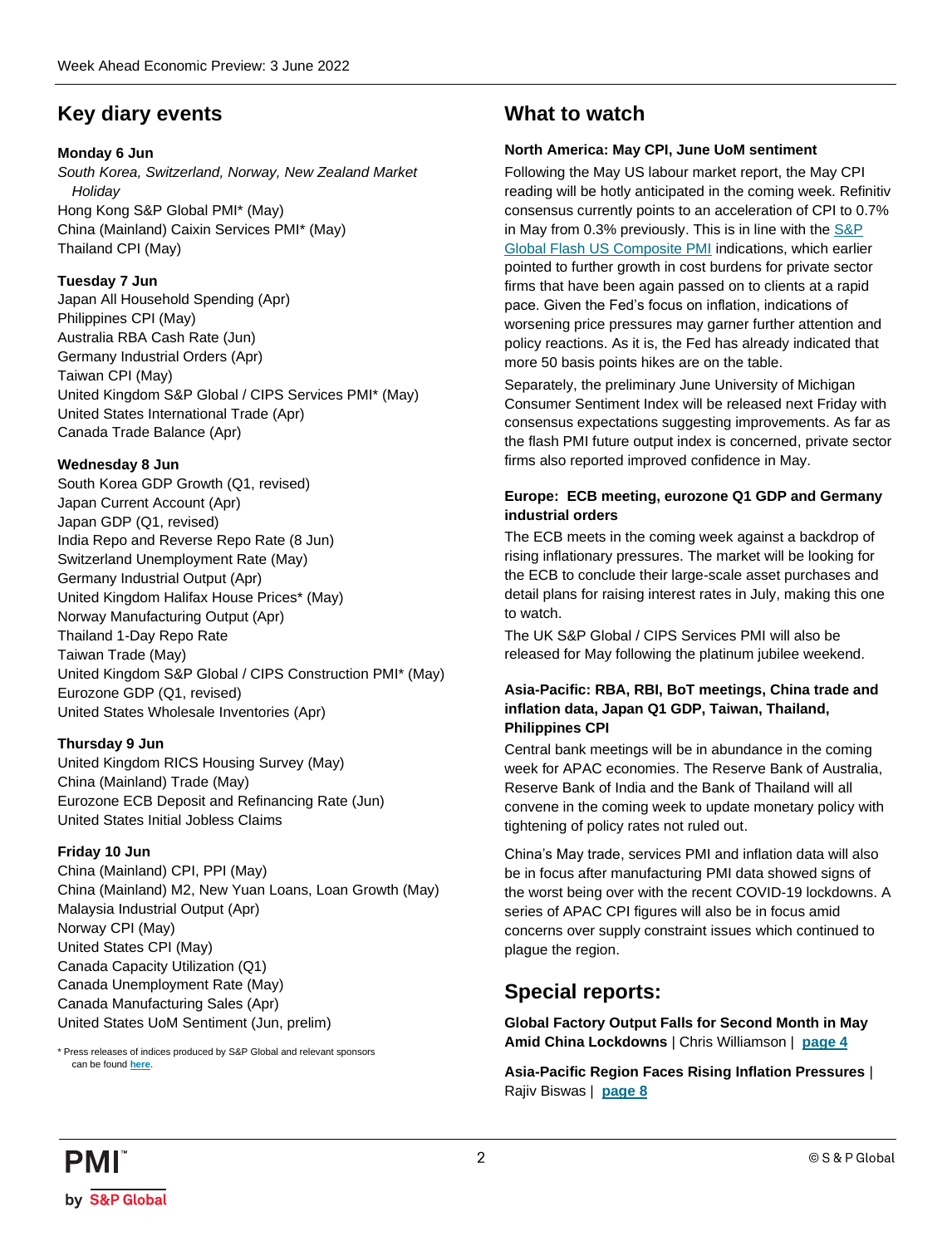## Key diary events

**Monday 6 Jun**

*South Korea, Switzerland, Norway, New Zealand Market Holiday*

Hong Kong S&P Global PMI* (May)
China (Mainland) Caixin Services PMI* (May)
Thailand CPI (May)

**Tuesday 7 Jun**

Japan All Household Spending (Apr)
Philippines CPI (May)
Australia RBA Cash Rate (Jun)
Germany Industrial Orders (Apr)
Taiwan CPI (May)
United Kingdom S&P Global / CIPS Services PMI* (May)
United States International Trade (Apr)
Canada Trade Balance (Apr)

**Wednesday 8 Jun**

South Korea GDP Growth (Q1, revised)
Japan Current Account (Apr)
Japan GDP (Q1, revised)
India Repo and Reverse Repo Rate (8 Jun)
Switzerland Unemployment Rate (May)
Germany Industrial Output (Apr)
United Kingdom Halifax House Prices* (May)
Norway Manufacturing Output (Apr)
Thailand 1-Day Repo Rate
Taiwan Trade (May)
United Kingdom S&P Global / CIPS Construction PMI* (May)
Eurozone GDP (Q1, revised)
United States Wholesale Inventories (Apr)

**Thursday 9 Jun**

United Kingdom RICS Housing Survey (May)
China (Mainland) Trade (May)
Eurozone ECB Deposit and Refinancing Rate (Jun)
United States Initial Jobless Claims

**Friday 10 Jun**

China (Mainland) CPI, PPI (May)
China (Mainland) M2, New Yuan Loans, Loan Growth (May)
Malaysia Industrial Output (Apr)
Norway CPI (May)
United States CPI (May)
Canada Capacity Utilization (Q1)
Canada Unemployment Rate (May)
Canada Manufacturing Sales (Apr)
United States UoM Sentiment (Jun, prelim)

* Press releases of indices produced by S&P Global and relevant sponsors can be found here.

## What to watch

**North America: May CPI, June UoM sentiment**

Following the May US labour market report, the May CPI reading will be hotly anticipated in the coming week. Refinitiv consensus currently points to an acceleration of CPI to 0.7% in May from 0.3% previously. This is in line with the S&P Global Flash US Composite PMI indications, which earlier pointed to further growth in cost burdens for private sector firms that have been again passed on to clients at a rapid pace. Given the Fed's focus on inflation, indications of worsening price pressures may garner further attention and policy reactions. As it is, the Fed has already indicated that more 50 basis points hikes are on the table.

Separately, the preliminary June University of Michigan Consumer Sentiment Index will be released next Friday with consensus expectations suggesting improvements. As far as the flash PMI future output index is concerned, private sector firms also reported improved confidence in May.

**Europe: ECB meeting, eurozone Q1 GDP and Germany industrial orders**

The ECB meets in the coming week against a backdrop of rising inflationary pressures. The market will be looking for the ECB to conclude their large-scale asset purchases and detail plans for raising interest rates in July, making this one to watch.

The UK S&P Global / CIPS Services PMI will also be released for May following the platinum jubilee weekend.

**Asia-Pacific: RBA, RBI, BoT meetings, China trade and inflation data, Japan Q1 GDP, Taiwan, Thailand, Philippines CPI**

Central bank meetings will be in abundance in the coming week for APAC economies. The Reserve Bank of Australia, Reserve Bank of India and the Bank of Thailand will all convene in the coming week to update monetary policy with tightening of policy rates not ruled out.

China's May trade, services PMI and inflation data will also be in focus after manufacturing PMI data showed signs of the worst being over with the recent COVID-19 lockdowns. A series of APAC CPI figures will also be in focus amid concerns over supply constraint issues which continued to plague the region.

## Special reports:

**Global Factory Output Falls for Second Month in May Amid China Lockdowns** | Chris Williamson | **page 4**

**Asia-Pacific Region Faces Rising Inflation Pressures** | Rajiv Biswas | **page 8**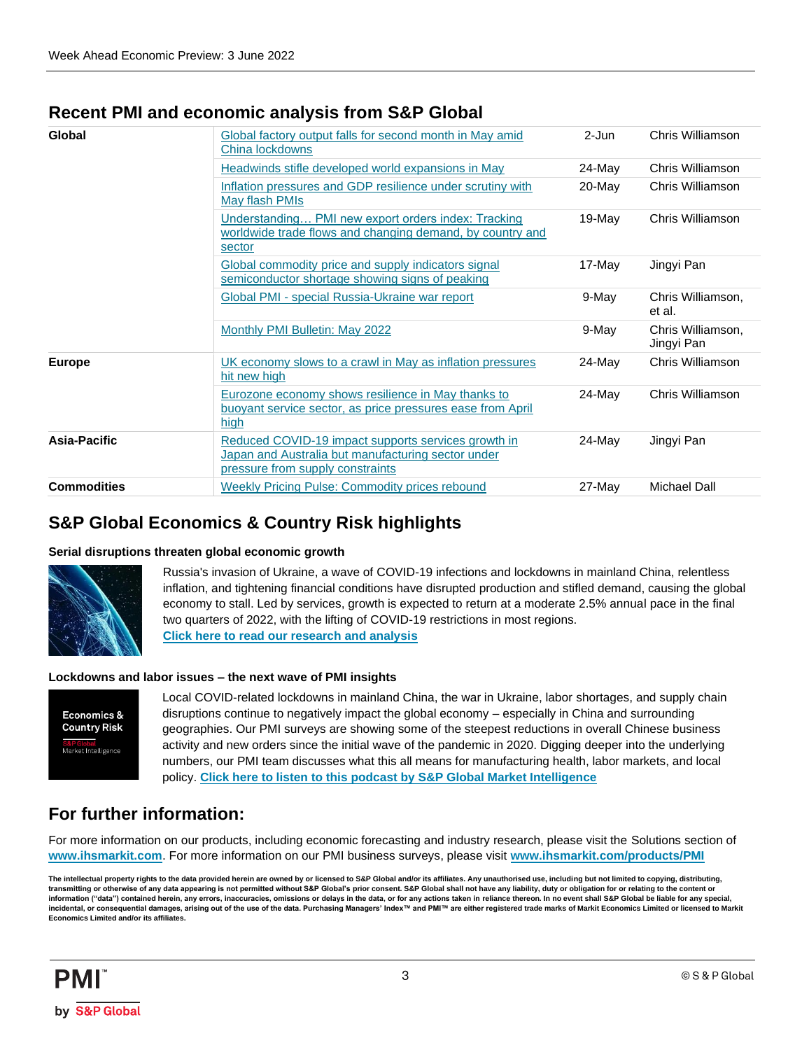## Recent PMI and economic analysis from S&P Global

| | | | |
|---|---|---|---|
| **Global** | Global factory output falls for second month in May amid China lockdowns | 2-Jun | Chris Williamson |
| | Headwinds stifle developed world expansions in May | 24-May | Chris Williamson |
| | Inflation pressures and GDP resilience under scrutiny with May flash PMIs | 20-May | Chris Williamson |
| | Understanding… PMI new export orders index: Tracking worldwide trade flows and changing demand, by country and sector | 19-May | Chris Williamson |
| | Global commodity price and supply indicators signal semiconductor shortage showing signs of peaking | 17-May | Jingyi Pan |
| | Global PMI - special Russia-Ukraine war report | 9-May | Chris Williamson, et al. |
| | Monthly PMI Bulletin: May 2022 | 9-May | Chris Williamson, Jingyi Pan |
| **Europe** | UK economy slows to a crawl in May as inflation pressures hit new high | 24-May | Chris Williamson |
| | Eurozone economy shows resilience in May thanks to buoyant service sector, as price pressures ease from April high | 24-May | Chris Williamson |
| **Asia-Pacific** | Reduced COVID-19 impact supports services growth in Japan and Australia but manufacturing sector under pressure from supply constraints | 24-May | Jingyi Pan |
| **Commodities** | Weekly Pricing Pulse: Commodity prices rebound | 27-May | Michael Dall |

## S&P Global Economics & Country Risk highlights

### Serial disruptions threaten global economic growth

Russia's invasion of Ukraine, a wave of COVID-19 infections and lockdowns in mainland China, relentless inflation, and tightening financial conditions have disrupted production and stifled demand, causing the global economy to stall. Led by services, growth is expected to return at a moderate 2.5% annual pace in the final two quarters of 2022, with the lifting of COVID-19 restrictions in most regions.

**Click here to read our research and analysis**

### Lockdowns and labor issues – the next wave of PMI insights

Local COVID-related lockdowns in mainland China, the war in Ukraine, labor shortages, and supply chain disruptions continue to negatively impact the global economy – especially in China and surrounding geographies. Our PMI surveys are showing some of the steepest reductions in overall Chinese business activity and new orders since the initial wave of the pandemic in 2020. Digging deeper into the underlying numbers, our PMI team discusses what this all means for manufacturing health, labor markets, and local policy. **Click here to listen to this podcast by S&P Global Market Intelligence**

## For further information:

For more information on our products, including economic forecasting and industry research, please visit the Solutions section of **www.ihsmarkit.com**. For more information on our PMI business surveys, please visit **www.ihsmarkit.com/products/PMI**

**The intellectual property rights to the data provided herein are owned by or licensed to S&P Global and/or its affiliates. Any unauthorised use, including but not limited to copying, distributing, transmitting or otherwise of any data appearing is not permitted without S&P Global's prior consent. S&P Global shall not have any liability, duty or obligation for or relating to the content or information ("data") contained herein, any errors, inaccuracies, omissions or delays in the data, or for any actions taken in reliance thereon. In no event shall S&P Global be liable for any special, incidental, or consequential damages, arising out of the use of the data. Purchasing Managers' Index™ and PMI™ are either registered trade marks of Markit Economics Limited or licensed to Markit Economics Limited and/or its affiliates.**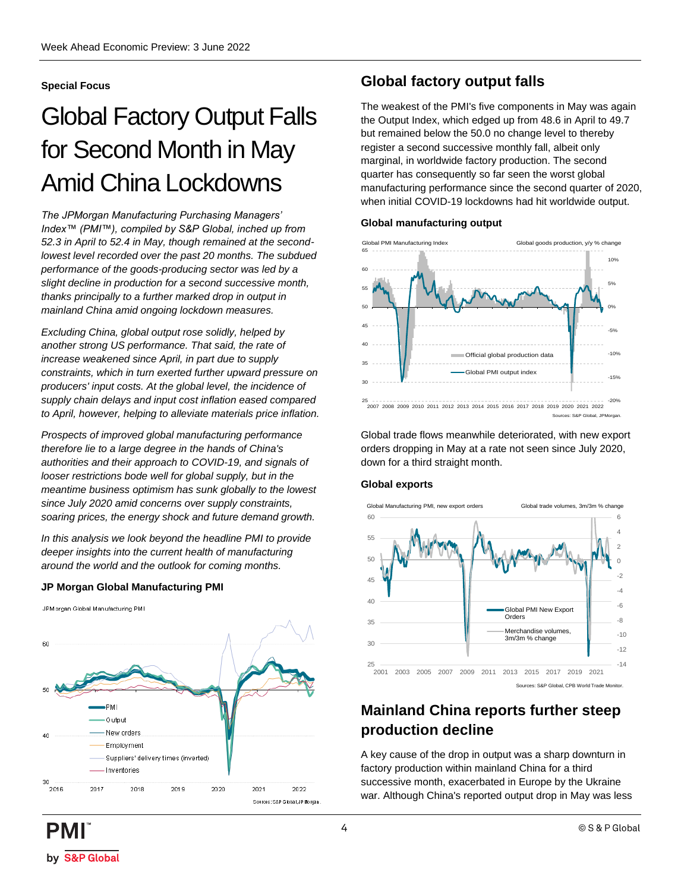**Special Focus**

# Global Factory Output Falls for Second Month in May Amid China Lockdowns

*The JPMorgan Manufacturing Purchasing Managers' Index™ (PMI™), compiled by S&P Global, inched up from 52.3 in April to 52.4 in May, though remained at the second-lowest level recorded over the past 20 months. The subdued performance of the goods-producing sector was led by a slight decline in production for a second successive month, thanks principally to a further marked drop in output in mainland China amid ongoing lockdown measures.*

*Excluding China, global output rose solidly, helped by another strong US performance. That said, the rate of increase weakened since April, in part due to supply constraints, which in turn exerted further upward pressure on producers' input costs. At the global level, the incidence of supply chain delays and input cost inflation eased compared to April, however, helping to alleviate materials price inflation.*

*Prospects of improved global manufacturing performance therefore lie to a large degree in the hands of China's authorities and their approach to COVID-19, and signals of looser restrictions bode well for global supply, but in the meantime business optimism has sunk globally to the lowest since July 2020 amid concerns over supply constraints, soaring prices, the energy shock and future demand growth.*

*In this analysis we look beyond the headline PMI to provide deeper insights into the current health of manufacturing around the world and the outlook for coming months.*

**JP Morgan Global Manufacturing PMI**

Sources: S&P Global, JP Morgan.

## Global factory output falls

The weakest of the PMI's five components in May was again the Output Index, which edged up from 48.6 in April to 49.7 but remained below the 50.0 no change level to thereby register a second successive monthly fall, albeit only marginal, in worldwide factory production. The second quarter has consequently so far seen the worst global manufacturing performance since the second quarter of 2020, when initial COVID-19 lockdowns had hit worldwide output.

**Global manufacturing output**

Sources: S&P Global, JPMorgan.

Global trade flows meanwhile deteriorated, with new export orders dropping in May at a rate not seen since July 2020, down for a third straight month.

**Global exports**

Sources: S&P Global, CPB World Trade Monitor.

## Mainland China reports further steep production decline

A key cause of the drop in output was a sharp downturn in factory production within mainland China for a third successive month, exacerbated in Europe by the Ukraine war. Although China's reported output drop in May was less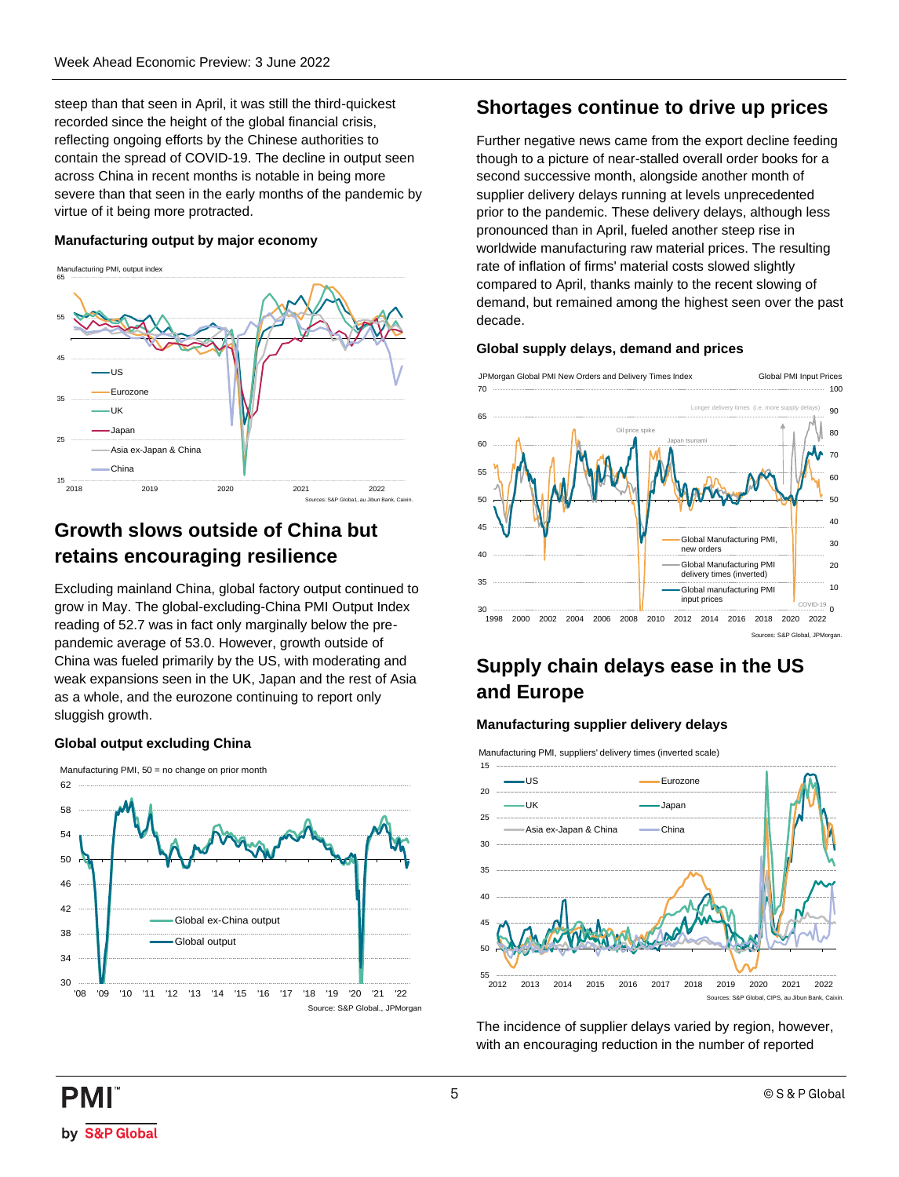steep than that seen in April, it was still the third-quickest recorded since the height of the global financial crisis, reflecting ongoing efforts by the Chinese authorities to contain the spread of COVID-19. The decline in output seen across China in recent months is notable in being more severe than that seen in the early months of the pandemic by virtue of it being more protracted.

#### Manufacturing output by major economy

Sources: S&P Global, au Jibun Bank, Caixin.

## Growth slows outside of China but retains encouraging resilience

Excluding mainland China, global factory output continued to grow in May. The global-excluding-China PMI Output Index reading of 52.7 was in fact only marginally below the pre-pandemic average of 53.0. However, growth outside of China was fueled primarily by the US, with moderating and weak expansions seen in the UK, Japan and the rest of Asia as a whole, and the eurozone continuing to report only sluggish growth.

#### Global output excluding China

Source: S&P Global., JPMorgan

## Shortages continue to drive up prices

Further negative news came from the export decline feeding though to a picture of near-stalled overall order books for a second successive month, alongside another month of supplier delivery delays running at levels unprecedented prior to the pandemic. These delivery delays, although less pronounced than in April, fueled another steep rise in worldwide manufacturing raw material prices. The resulting rate of inflation of firms' material costs slowed slightly compared to April, thanks mainly to the recent slowing of demand, but remained among the highest seen over the past decade.

#### Global supply delays, demand and prices

Sources: S&P Global, JPMorgan.

## Supply chain delays ease in the US and Europe

#### Manufacturing supplier delivery delays

Sources: S&P Global, CIPS, au Jibun Bank, Caixin.

The incidence of supplier delays varied by region, however, with an encouraging reduction in the number of reported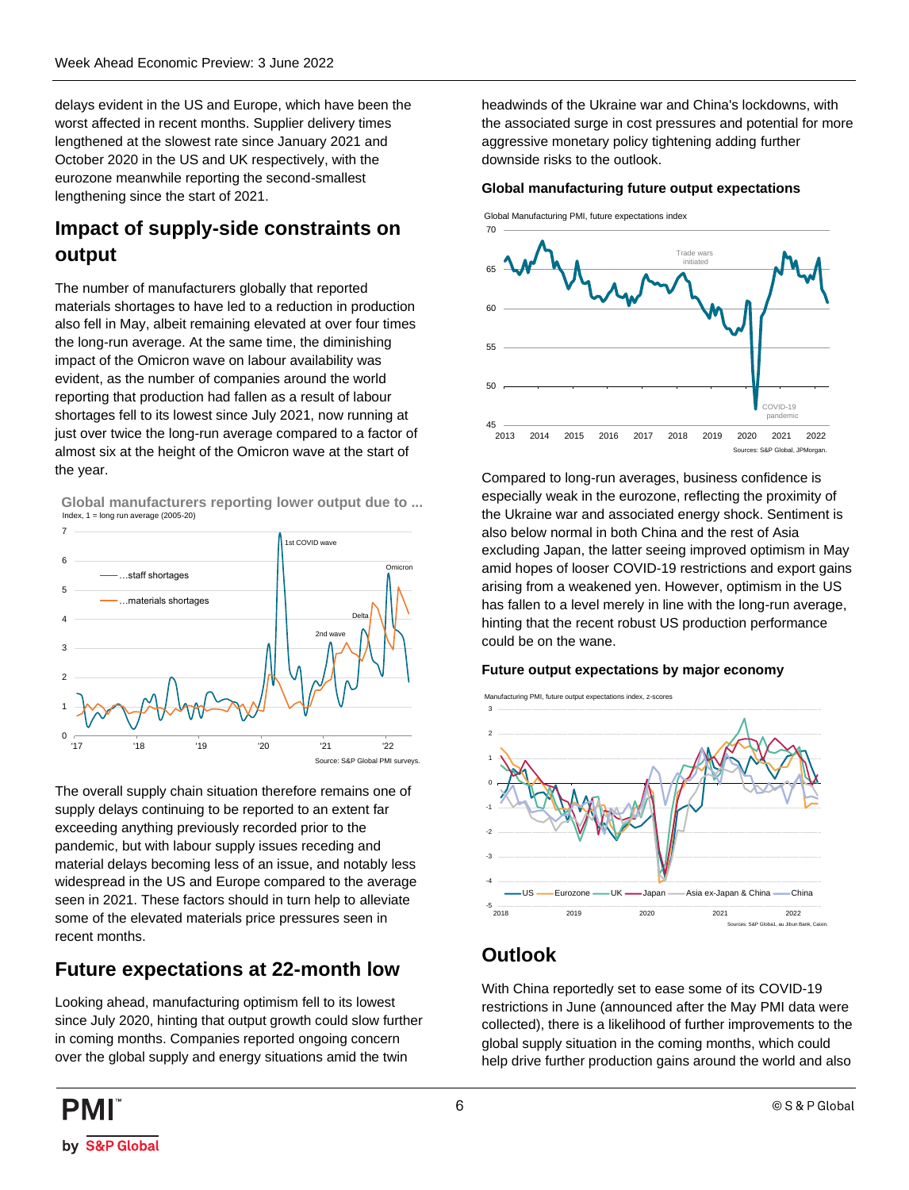delays evident in the US and Europe, which have been the worst affected in recent months. Supplier delivery times lengthened at the slowest rate since January 2021 and October 2020 in the US and UK respectively, with the eurozone meanwhile reporting the second-smallest lengthening since the start of 2021.

## Impact of supply-side constraints on output

The number of manufacturers globally that reported materials shortages to have led to a reduction in production also fell in May, albeit remaining elevated at over four times the long-run average. At the same time, the diminishing impact of the Omicron wave on labour availability was evident, as the number of companies around the world reporting that production had fallen as a result of labour shortages fell to its lowest since July 2021, now running at just over twice the long-run average compared to a factor of almost six at the height of the Omicron wave at the start of the year.

**Global manufacturers reporting lower output due to ...**

The overall supply chain situation therefore remains one of supply delays continuing to be reported to an extent far exceeding anything previously recorded prior to the pandemic, but with labour supply issues receding and material delays becoming less of an issue, and notably less widespread in the US and Europe compared to the average seen in 2021. These factors should in turn help to alleviate some of the elevated materials price pressures seen in recent months.

## Future expectations at 22-month low

Looking ahead, manufacturing optimism fell to its lowest since July 2020, hinting that output growth could slow further in coming months. Companies reported ongoing concern over the global supply and energy situations amid the twin headwinds of the Ukraine war and China's lockdowns, with the associated surge in cost pressures and potential for more aggressive monetary policy tightening adding further downside risks to the outlook.

**Global manufacturing future output expectations**

Compared to long-run averages, business confidence is especially weak in the eurozone, reflecting the proximity of the Ukraine war and associated energy shock. Sentiment is also below normal in both China and the rest of Asia excluding Japan, the latter seeing improved optimism in May amid hopes of looser COVID-19 restrictions and export gains arising from a weakened yen. However, optimism in the US has fallen to a level merely in line with the long-run average, hinting that the recent robust US production performance could be on the wane.

**Future output expectations by major economy**

## Outlook

With China reportedly set to ease some of its COVID-19 restrictions in June (announced after the May PMI data were collected), there is a likelihood of further improvements to the global supply situation in the coming months, which could help drive further production gains around the world and also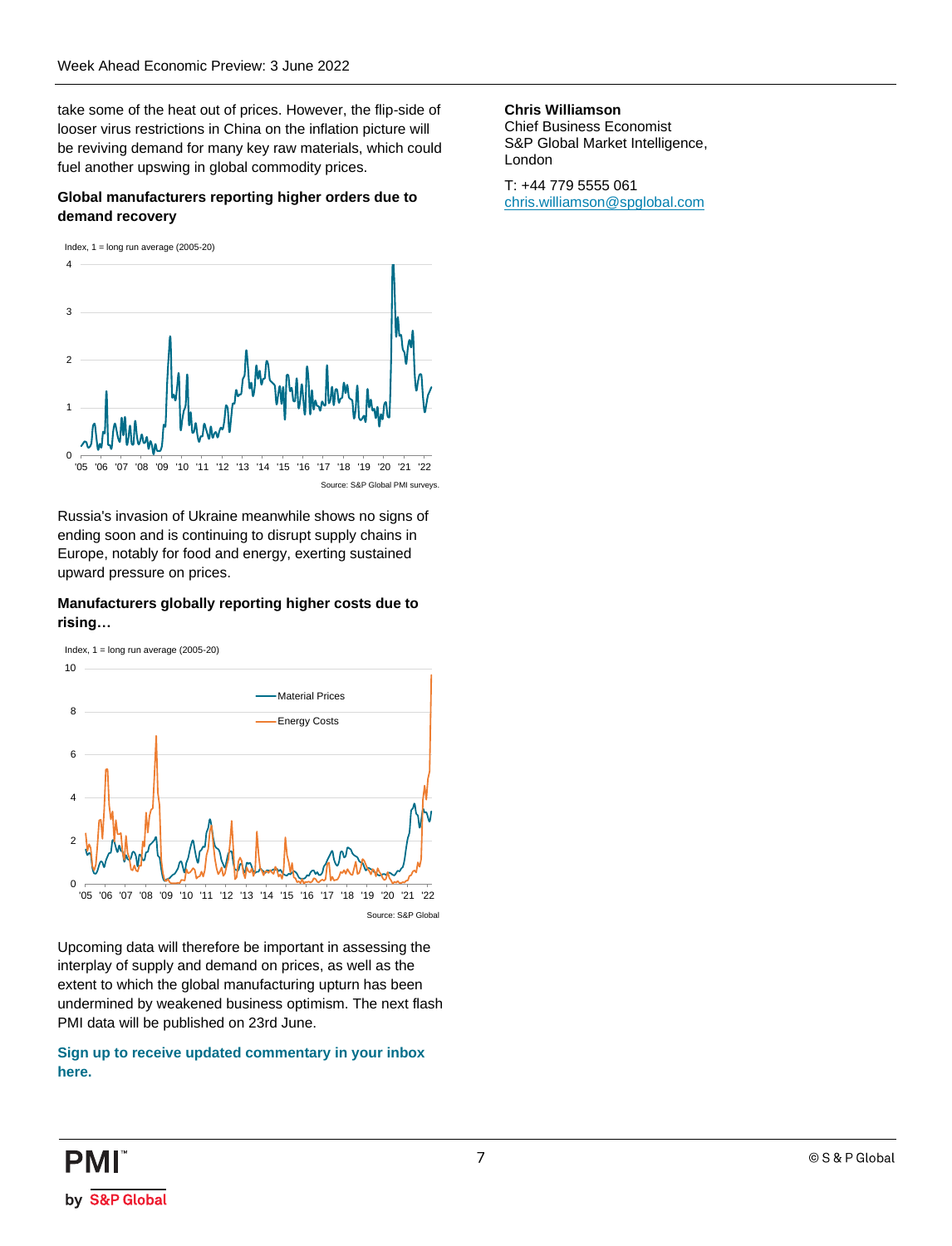take some of the heat out of prices. However, the flip-side of looser virus restrictions in China on the inflation picture will be reviving demand for many key raw materials, which could fuel another upswing in global commodity prices.

**Global manufacturers reporting higher orders due to demand recovery**

Index, 1 = long run average (2005-20)

Source: S&P Global PMI surveys.

Russia's invasion of Ukraine meanwhile shows no signs of ending soon and is continuing to disrupt supply chains in Europe, notably for food and energy, exerting sustained upward pressure on prices.

**Manufacturers globally reporting higher costs due to rising…**

Index, 1 = long run average (2005-20)

Material Prices

Energy Costs

Source: S&P Global

Upcoming data will therefore be important in assessing the interplay of supply and demand on prices, as well as the extent to which the global manufacturing upturn has been undermined by weakened business optimism. The next flash PMI data will be published on 23rd June.

**Sign up to receive updated commentary in your inbox here.**

**Chris Williamson**
Chief Business Economist
S&P Global Market Intelligence, London

T: +44 779 5555 061
chris.williamson@spglobal.com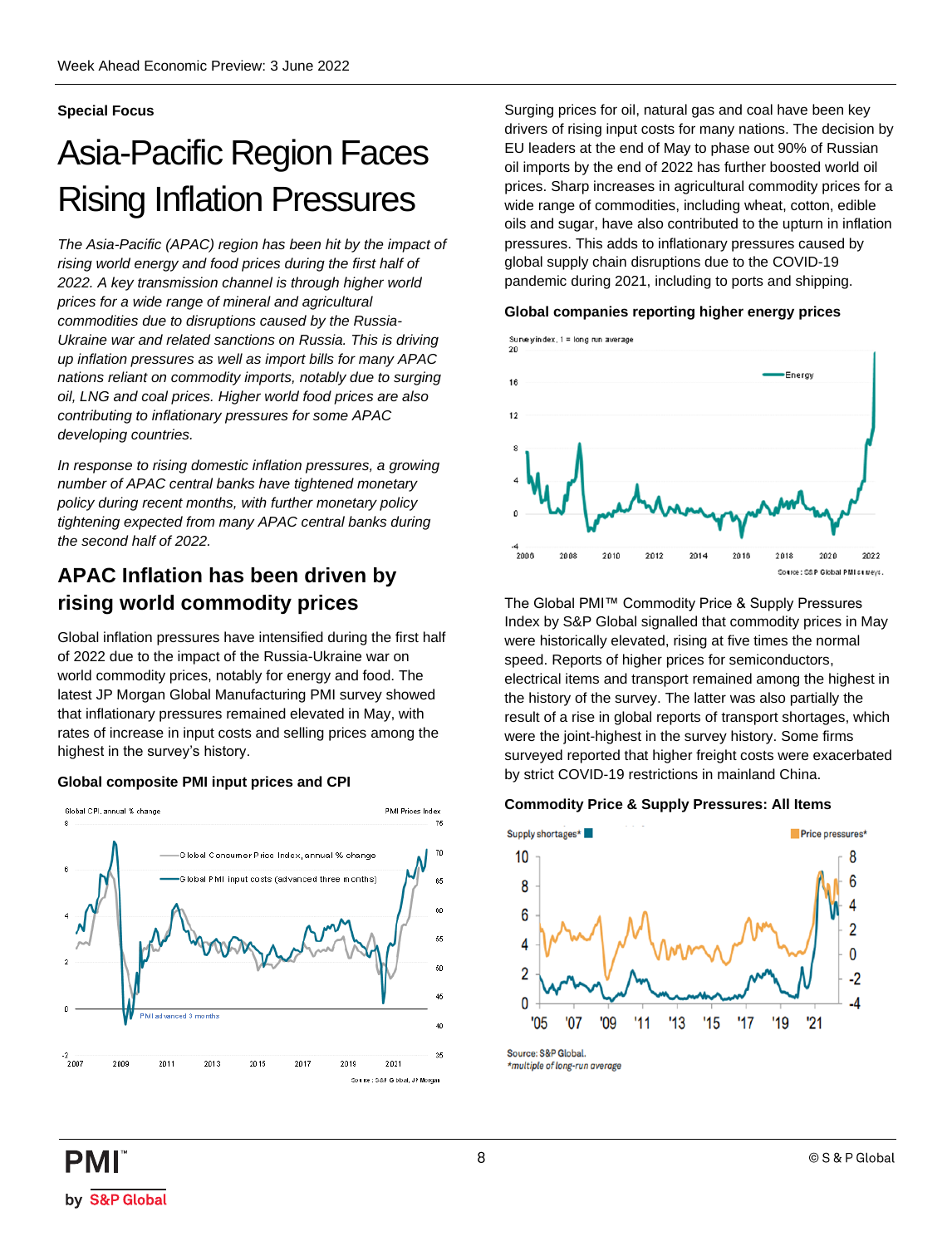**Special Focus**

# Asia-Pacific Region Faces Rising Inflation Pressures

*The Asia-Pacific (APAC) region has been hit by the impact of rising world energy and food prices during the first half of 2022. A key transmission channel is through higher world prices for a wide range of mineral and agricultural commodities due to disruptions caused by the Russia-Ukraine war and related sanctions on Russia. This is driving up inflation pressures as well as import bills for many APAC nations reliant on commodity imports, notably due to surging oil, LNG and coal prices. Higher world food prices are also contributing to inflationary pressures for some APAC developing countries.*

*In response to rising domestic inflation pressures, a growing number of APAC central banks have tightened monetary policy during recent months, with further monetary policy tightening expected from many APAC central banks during the second half of 2022.*

## APAC Inflation has been driven by rising world commodity prices

Global inflation pressures have intensified during the first half of 2022 due to the impact of the Russia-Ukraine war on world commodity prices, notably for energy and food. The latest JP Morgan Global Manufacturing PMI survey showed that inflationary pressures remained elevated in May, with rates of increase in input costs and selling prices among the highest in the survey's history.

**Global composite PMI input prices and CPI**

Source: S&P Global, JP Morgan

Surging prices for oil, natural gas and coal have been key drivers of rising input costs for many nations. The decision by EU leaders at the end of May to phase out 90% of Russian oil imports by the end of 2022 has further boosted world oil prices. Sharp increases in agricultural commodity prices for a wide range of commodities, including wheat, cotton, edible oils and sugar, have also contributed to the upturn in inflation pressures. This adds to inflationary pressures caused by global supply chain disruptions due to the COVID-19 pandemic during 2021, including to ports and shipping.

**Global companies reporting higher energy prices**

Source: S&P Global PMI surveys.

The Global PMI™ Commodity Price & Supply Pressures Index by S&P Global signalled that commodity prices in May were historically elevated, rising at five times the normal speed. Reports of higher prices for semiconductors, electrical items and transport remained among the highest in the history of the survey. The latter was also partially the result of a rise in global reports of transport shortages, which were the joint-highest in the survey history. Some firms surveyed reported that higher freight costs were exacerbated by strict COVID-19 restrictions in mainland China.

**Commodity Price & Supply Pressures: All Items**

Source: S&P Global.
*multiple of long-run average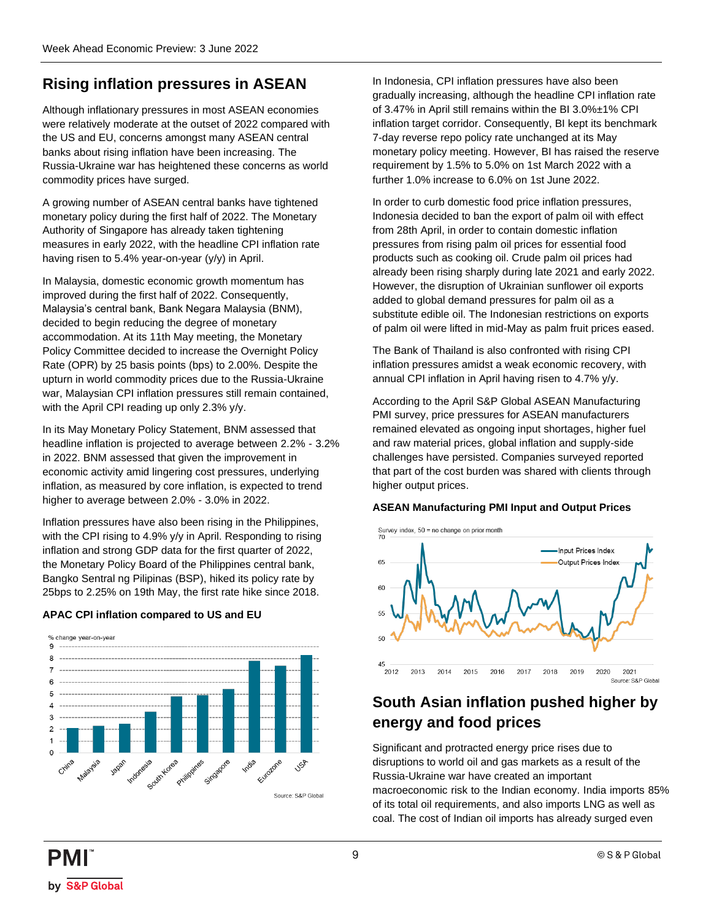## Rising inflation pressures in ASEAN

Although inflationary pressures in most ASEAN economies were relatively moderate at the outset of 2022 compared with the US and EU, concerns amongst many ASEAN central banks about rising inflation have been increasing. The Russia-Ukraine war has heightened these concerns as world commodity prices have surged.

A growing number of ASEAN central banks have tightened monetary policy during the first half of 2022. The Monetary Authority of Singapore has already taken tightening measures in early 2022, with the headline CPI inflation rate having risen to 5.4% year-on-year (y/y) in April.

In Malaysia, domestic economic growth momentum has improved during the first half of 2022. Consequently, Malaysia's central bank, Bank Negara Malaysia (BNM), decided to begin reducing the degree of monetary accommodation. At its 11th May meeting, the Monetary Policy Committee decided to increase the Overnight Policy Rate (OPR) by 25 basis points (bps) to 2.00%. Despite the upturn in world commodity prices due to the Russia-Ukraine war, Malaysian CPI inflation pressures still remain contained, with the April CPI reading up only 2.3% y/y.

In its May Monetary Policy Statement, BNM assessed that headline inflation is projected to average between 2.2% - 3.2% in 2022. BNM assessed that given the improvement in economic activity amid lingering cost pressures, underlying inflation, as measured by core inflation, is expected to trend higher to average between 2.0% - 3.0% in 2022.

Inflation pressures have also been rising in the Philippines, with the CPI rising to 4.9% y/y in April. Responding to rising inflation and strong GDP data for the first quarter of 2022, the Monetary Policy Board of the Philippines central bank, Bangko Sentral ng Pilipinas (BSP), hiked its policy rate by 25bps to 2.25% on 19th May, the first rate hike since 2018.

**APAC CPI inflation compared to US and EU**

% change year-on-year

Source: S&P Global

In Indonesia, CPI inflation pressures have also been gradually increasing, although the headline CPI inflation rate of 3.47% in April still remains within the BI 3.0%±1% CPI inflation target corridor. Consequently, BI kept its benchmark 7-day reverse repo policy rate unchanged at its May monetary policy meeting. However, BI has raised the reserve requirement by 1.5% to 5.0% on 1st March 2022 with a further 1.0% increase to 6.0% on 1st June 2022.

In order to curb domestic food price inflation pressures, Indonesia decided to ban the export of palm oil with effect from 28th April, in order to contain domestic inflation pressures from rising palm oil prices for essential food products such as cooking oil. Crude palm oil prices had already been rising sharply during late 2021 and early 2022. However, the disruption of Ukrainian sunflower oil exports added to global demand pressures for palm oil as a substitute edible oil. The Indonesian restrictions on exports of palm oil were lifted in mid-May as palm fruit prices eased.

The Bank of Thailand is also confronted with rising CPI inflation pressures amidst a weak economic recovery, with annual CPI inflation in April having risen to 4.7% y/y.

According to the April S&P Global ASEAN Manufacturing PMI survey, price pressures for ASEAN manufacturers remained elevated as ongoing input shortages, higher fuel and raw material prices, global inflation and supply-side challenges have persisted. Companies surveyed reported that part of the cost burden was shared with clients through higher output prices.

**ASEAN Manufacturing PMI Input and Output Prices**

Survey index, 50 = no change on prior month

Source: S&P Global

## South Asian inflation pushed higher by energy and food prices

Significant and protracted energy price rises due to disruptions to world oil and gas markets as a result of the Russia-Ukraine war have created an important macroeconomic risk to the Indian economy. India imports 85% of its total oil requirements, and also imports LNG as well as coal. The cost of Indian oil imports has already surged even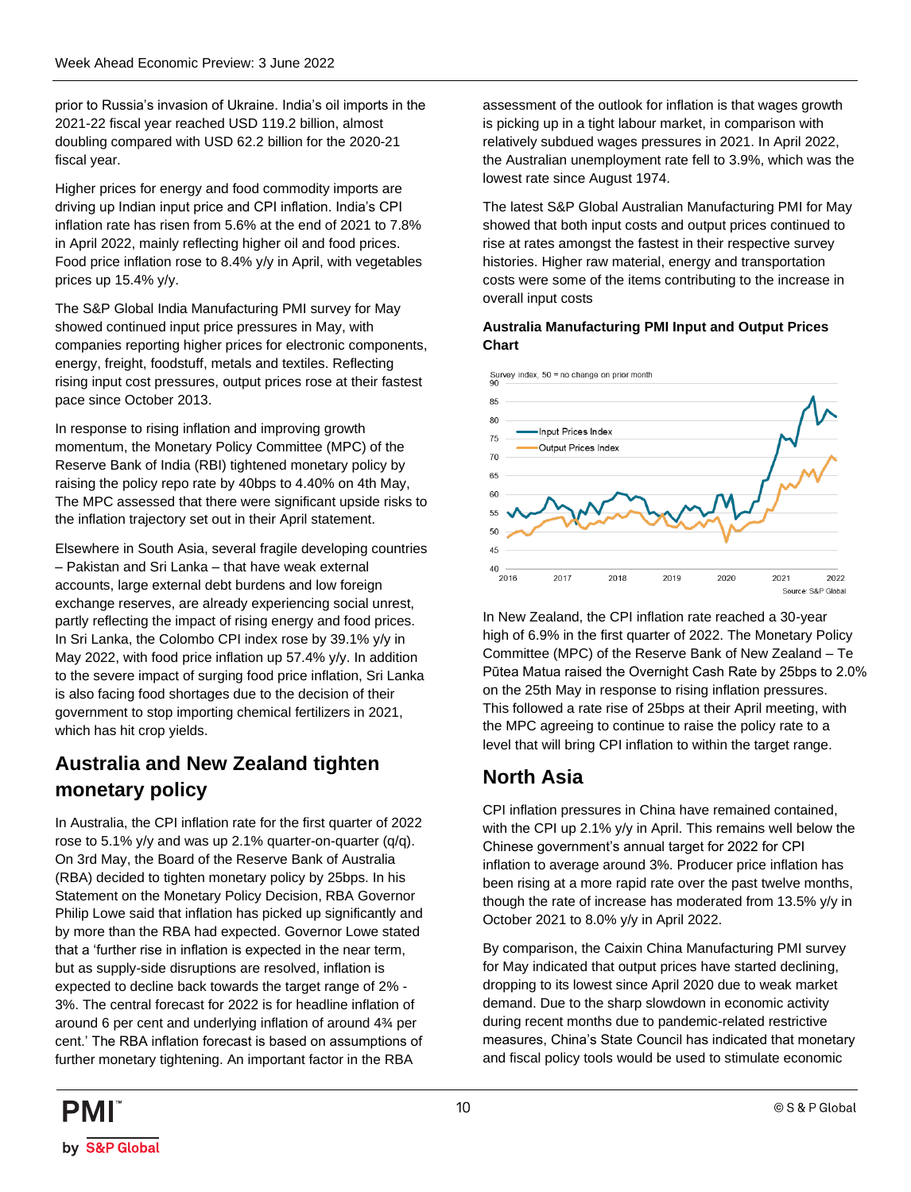prior to Russia's invasion of Ukraine. India's oil imports in the 2021-22 fiscal year reached USD 119.2 billion, almost doubling compared with USD 62.2 billion for the 2020-21 fiscal year.

Higher prices for energy and food commodity imports are driving up Indian input price and CPI inflation. India's CPI inflation rate has risen from 5.6% at the end of 2021 to 7.8% in April 2022, mainly reflecting higher oil and food prices. Food price inflation rose to 8.4% y/y in April, with vegetables prices up 15.4% y/y.

The S&P Global India Manufacturing PMI survey for May showed continued input price pressures in May, with companies reporting higher prices for electronic components, energy, freight, foodstuff, metals and textiles. Reflecting rising input cost pressures, output prices rose at their fastest pace since October 2013.

In response to rising inflation and improving growth momentum, the Monetary Policy Committee (MPC) of the Reserve Bank of India (RBI) tightened monetary policy by raising the policy repo rate by 40bps to 4.40% on 4th May, The MPC assessed that there were significant upside risks to the inflation trajectory set out in their April statement.

Elsewhere in South Asia, several fragile developing countries – Pakistan and Sri Lanka – that have weak external accounts, large external debt burdens and low foreign exchange reserves, are already experiencing social unrest, partly reflecting the impact of rising energy and food prices. In Sri Lanka, the Colombo CPI index rose by 39.1% y/y in May 2022, with food price inflation up 57.4% y/y. In addition to the severe impact of surging food price inflation, Sri Lanka is also facing food shortages due to the decision of their government to stop importing chemical fertilizers in 2021, which has hit crop yields.

## Australia and New Zealand tighten monetary policy

In Australia, the CPI inflation rate for the first quarter of 2022 rose to 5.1% y/y and was up 2.1% quarter-on-quarter (q/q). On 3rd May, the Board of the Reserve Bank of Australia (RBA) decided to tighten monetary policy by 25bps. In his Statement on the Monetary Policy Decision, RBA Governor Philip Lowe said that inflation has picked up significantly and by more than the RBA had expected. Governor Lowe stated that a 'further rise in inflation is expected in the near term, but as supply-side disruptions are resolved, inflation is expected to decline back towards the target range of 2% - 3%. The central forecast for 2022 is for headline inflation of around 6 per cent and underlying inflation of around 4¾ per cent.' The RBA inflation forecast is based on assumptions of further monetary tightening. An important factor in the RBA assessment of the outlook for inflation is that wages growth is picking up in a tight labour market, in comparison with relatively subdued wages pressures in 2021. In April 2022, the Australian unemployment rate fell to 3.9%, which was the lowest rate since August 1974.

The latest S&P Global Australian Manufacturing PMI for May showed that both input costs and output prices continued to rise at rates amongst the fastest in their respective survey histories. Higher raw material, energy and transportation costs were some of the items contributing to the increase in overall input costs

**Australia Manufacturing PMI Input and Output Prices Chart**

Survey index, 50 = no change on prior month

Input Prices Index
Output Prices Index

Source: S&P Global

In New Zealand, the CPI inflation rate reached a 30-year high of 6.9% in the first quarter of 2022. The Monetary Policy Committee (MPC) of the Reserve Bank of New Zealand – Te Pūtea Matua raised the Overnight Cash Rate by 25bps to 2.0% on the 25th May in response to rising inflation pressures. This followed a rate rise of 25bps at their April meeting, with the MPC agreeing to continue to raise the policy rate to a level that will bring CPI inflation to within the target range.

## North Asia

CPI inflation pressures in China have remained contained, with the CPI up 2.1% y/y in April. This remains well below the Chinese government's annual target for 2022 for CPI inflation to average around 3%. Producer price inflation has been rising at a more rapid rate over the past twelve months, though the rate of increase has moderated from 13.5% y/y in October 2021 to 8.0% y/y in April 2022.

By comparison, the Caixin China Manufacturing PMI survey for May indicated that output prices have started declining, dropping to its lowest since April 2020 due to weak market demand. Due to the sharp slowdown in economic activity during recent months due to pandemic-related restrictive measures, China's State Council has indicated that monetary and fiscal policy tools would be used to stimulate economic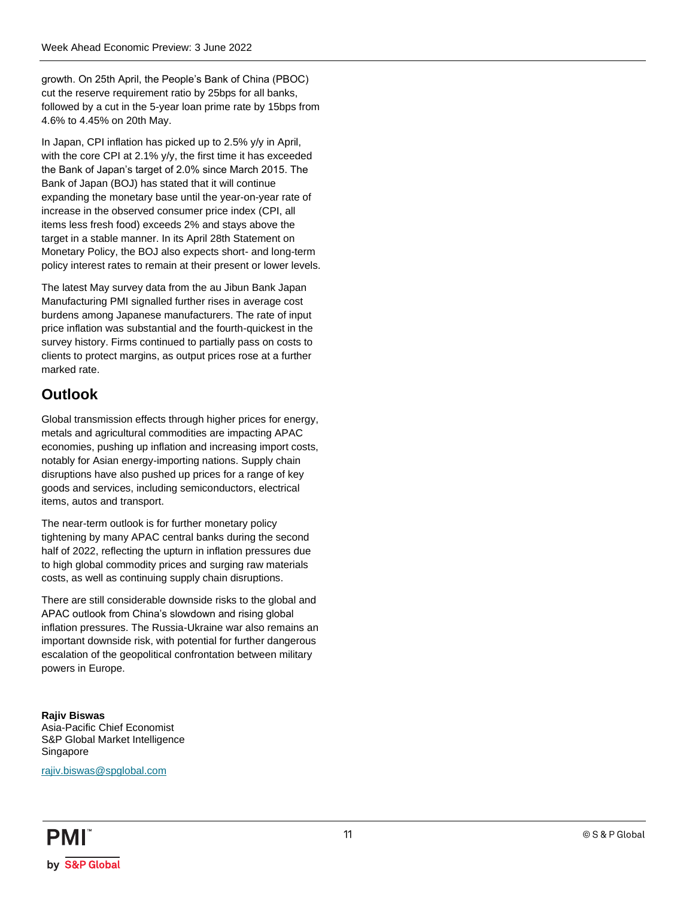growth. On 25th April, the People's Bank of China (PBOC) cut the reserve requirement ratio by 25bps for all banks, followed by a cut in the 5-year loan prime rate by 15bps from 4.6% to 4.45% on 20th May.

In Japan, CPI inflation has picked up to 2.5% y/y in April, with the core CPI at 2.1% y/y, the first time it has exceeded the Bank of Japan's target of 2.0% since March 2015. The Bank of Japan (BOJ) has stated that it will continue expanding the monetary base until the year-on-year rate of increase in the observed consumer price index (CPI, all items less fresh food) exceeds 2% and stays above the target in a stable manner. In its April 28th Statement on Monetary Policy, the BOJ also expects short- and long-term policy interest rates to remain at their present or lower levels.

The latest May survey data from the au Jibun Bank Japan Manufacturing PMI signalled further rises in average cost burdens among Japanese manufacturers. The rate of input price inflation was substantial and the fourth-quickest in the survey history. Firms continued to partially pass on costs to clients to protect margins, as output prices rose at a further marked rate.

## Outlook

Global transmission effects through higher prices for energy, metals and agricultural commodities are impacting APAC economies, pushing up inflation and increasing import costs, notably for Asian energy-importing nations. Supply chain disruptions have also pushed up prices for a range of key goods and services, including semiconductors, electrical items, autos and transport.

The near-term outlook is for further monetary policy tightening by many APAC central banks during the second half of 2022, reflecting the upturn in inflation pressures due to high global commodity prices and surging raw materials costs, as well as continuing supply chain disruptions.

There are still considerable downside risks to the global and APAC outlook from China's slowdown and rising global inflation pressures. The Russia-Ukraine war also remains an important downside risk, with potential for further dangerous escalation of the geopolitical confrontation between military powers in Europe.

**Rajiv Biswas**
Asia-Pacific Chief Economist
S&P Global Market Intelligence
Singapore

rajiv.biswas@spglobal.com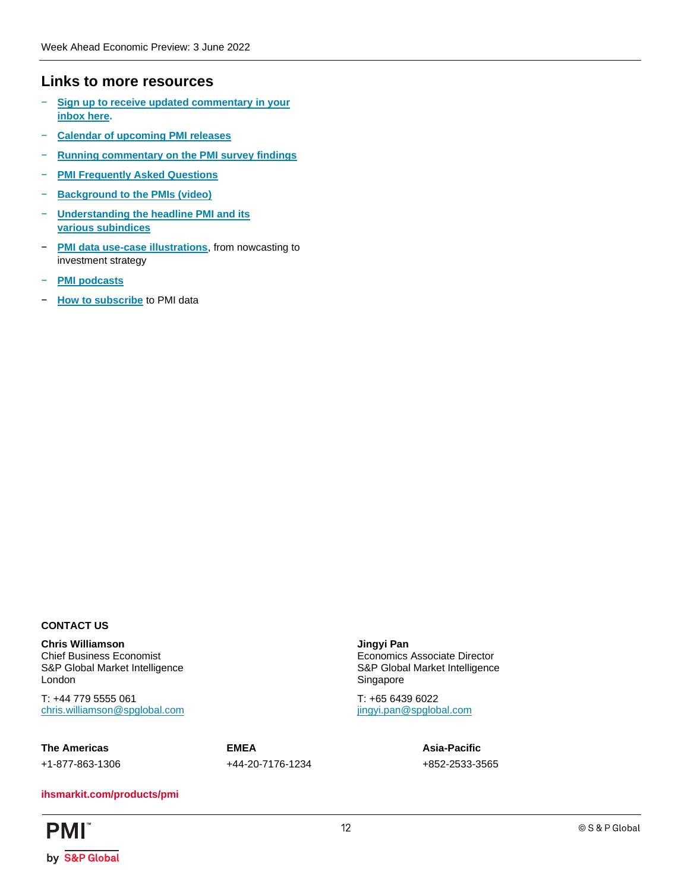## Links to more resources

- **Sign up to receive updated commentary in your inbox here**.
- **Calendar of upcoming PMI releases**
- **Running commentary on the PMI survey findings**
- **PMI Frequently Asked Questions**
- **Background to the PMIs (video)**
- **Understanding the headline PMI and its various subindices**
- **PMI data use-case illustrations**, from nowcasting to investment strategy
- **PMI podcasts**
- **How to subscribe** to PMI data

**CONTACT US**

**Chris Williamson**
Chief Business Economist
S&P Global Market Intelligence
London

T: +44 779 5555 061
chris.williamson@spglobal.com

**Jingyi Pan**
Economics Associate Director
S&P Global Market Intelligence
Singapore

T: +65 6439 6022
jingyi.pan@spglobal.com

**The Americas**
+1-877-863-1306

**EMEA**
+44-20-7176-1234

**Asia-Pacific**
+852-2533-3565

**ihsmarkit.com/products/pmi**

PMI™ by S&P Global

© S & P Global